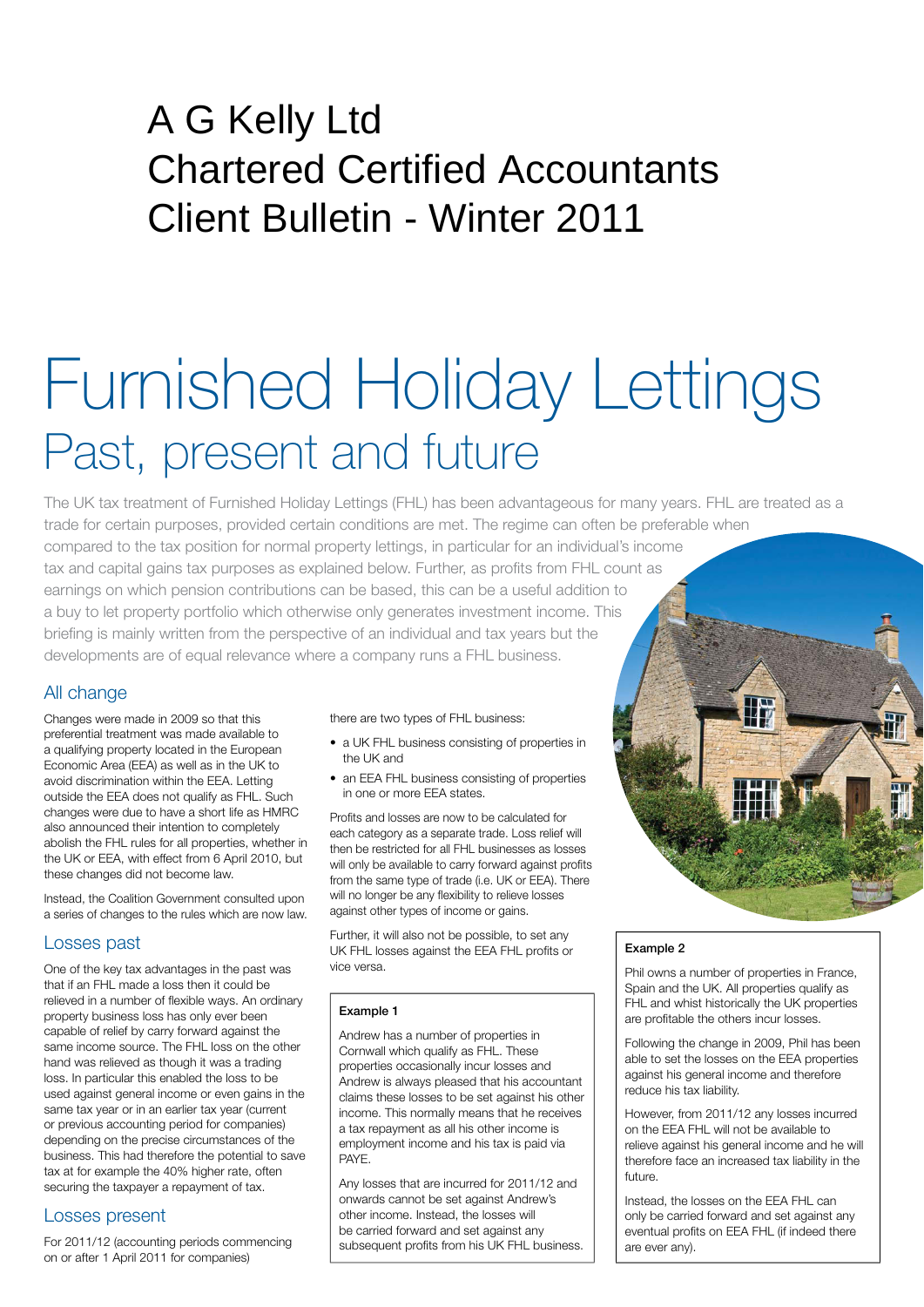# A G Kelly Ltd
# Chartered Certified Accountants
# Client Bulletin - Winter 2011

# Furnished Holiday Lettings
## Past, present and future

The UK tax treatment of Furnished Holiday Lettings (FHL) has been advantageous for many years. FHL are treated as a trade for certain purposes, provided certain conditions are met. The regime can often be preferable when compared to the tax position for normal property lettings, in particular for an individual's income tax and capital gains tax purposes as explained below. Further, as profits from FHL count as earnings on which pension contributions can be based, this can be a useful addition to a buy to let property portfolio which otherwise only generates investment income. This briefing is mainly written from the perspective of an individual and tax years but the developments are of equal relevance where a company runs a FHL business.

### All change

Changes were made in 2009 so that this preferential treatment was made available to a qualifying property located in the European Economic Area (EEA) as well as in the UK to avoid discrimination within the EEA. Letting outside the EEA does not qualify as FHL. Such changes were due to have a short life as HMRC also announced their intention to completely abolish the FHL rules for all properties, whether in the UK or EEA, with effect from 6 April 2010, but these changes did not become law.

Instead, the Coalition Government consulted upon a series of changes to the rules which are now law.

### Losses past

One of the key tax advantages in the past was that if an FHL made a loss then it could be relieved in a number of flexible ways. An ordinary property business loss has only ever been capable of relief by carry forward against the same income source. The FHL loss on the other hand was relieved as though it was a trading loss. In particular this enabled the loss to be used against general income or even gains in the same tax year or in an earlier tax year (current or previous accounting period for companies) depending on the precise circumstances of the business. This had therefore the potential to save tax at for example the 40% higher rate, often securing the taxpayer a repayment of tax.

### Losses present

For 2011/12 (accounting periods commencing on or after 1 April 2011 for companies) there are two types of FHL business:

- a UK FHL business consisting of properties in the UK and
- an EEA FHL business consisting of properties in one or more EEA states.

Profits and losses are now to be calculated for each category as a separate trade. Loss relief will then be restricted for all FHL businesses as losses will only be available to carry forward against profits from the same type of trade (i.e. UK or EEA). There will no longer be any flexibility to relieve losses against other types of income or gains.

Further, it will also not be possible, to set any UK FHL losses against the EEA FHL profits or vice versa.

**Example 1**

Andrew has a number of properties in Cornwall which qualify as FHL. These properties occasionally incur losses and Andrew is always pleased that his accountant claims these losses to be set against his other income. This normally means that he receives a tax repayment as all his other income is employment income and his tax is paid via PAYE.

Any losses that are incurred for 2011/12 and onwards cannot be set against Andrew's other income. Instead, the losses will be carried forward and set against any subsequent profits from his UK FHL business.

**Example 2**

Phil owns a number of properties in France, Spain and the UK. All properties qualify as FHL and whist historically the UK properties are profitable the others incur losses.

Following the change in 2009, Phil has been able to set the losses on the EEA properties against his general income and therefore reduce his tax liability.

However, from 2011/12 any losses incurred on the EEA FHL will not be available to relieve against his general income and he will therefore face an increased tax liability in the future.

Instead, the losses on the EEA FHL can only be carried forward and set against any eventual profits on EEA FHL (if indeed there are ever any).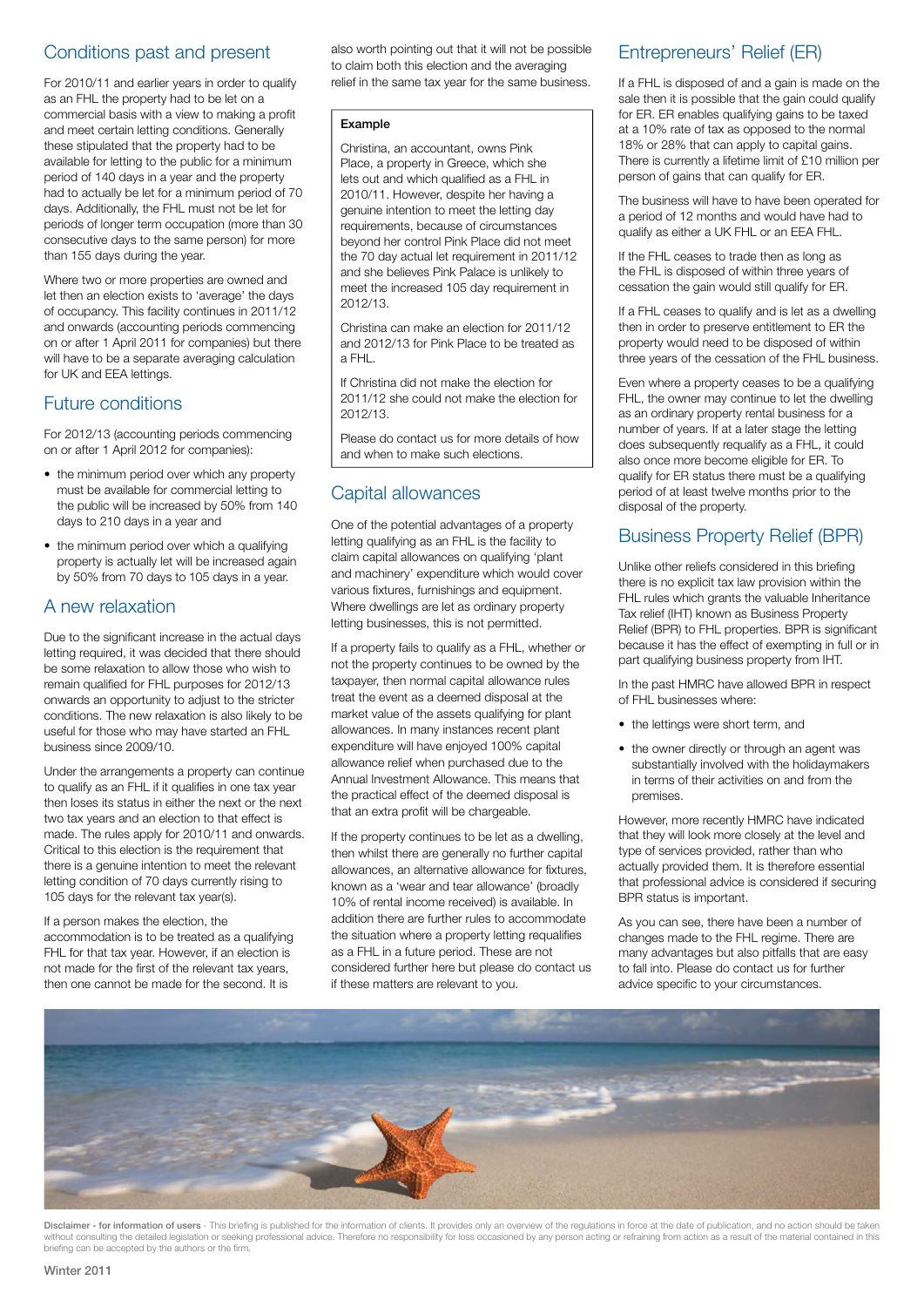## Conditions past and present

For 2010/11 and earlier years in order to qualify as an FHL the property had to be let on a commercial basis with a view to making a profit and meet certain letting conditions. Generally these stipulated that the property had to be available for letting to the public for a minimum period of 140 days in a year and the property had to actually be let for a minimum period of 70 days. Additionally, the FHL must not be let for periods of longer term occupation (more than 30 consecutive days to the same person) for more than 155 days during the year.

Where two or more properties are owned and let then an election exists to 'average' the days of occupancy. This facility continues in 2011/12 and onwards (accounting periods commencing on or after 1 April 2011 for companies) but there will have to be a separate averaging calculation for UK and EEA lettings.

## Future conditions

For 2012/13 (accounting periods commencing on or after 1 April 2012 for companies):

- the minimum period over which any property must be available for commercial letting to the public will be increased by 50% from 140 days to 210 days in a year and
- the minimum period over which a qualifying property is actually let will be increased again by 50% from 70 days to 105 days in a year.

## A new relaxation

Due to the significant increase in the actual days letting required, it was decided that there should be some relaxation to allow those who wish to remain qualified for FHL purposes for 2012/13 onwards an opportunity to adjust to the stricter conditions. The new relaxation is also likely to be useful for those who may have started an FHL business since 2009/10.

Under the arrangements a property can continue to qualify as an FHL if it qualifies in one tax year then loses its status in either the next or the next two tax years and an election to that effect is made. The rules apply for 2010/11 and onwards. Critical to this election is the requirement that there is a genuine intention to meet the relevant letting condition of 70 days currently rising to 105 days for the relevant tax year(s).

If a person makes the election, the accommodation is to be treated as a qualifying FHL for that tax year. However, if an election is not made for the first of the relevant tax years, then one cannot be made for the second. It is also worth pointing out that it will not be possible to claim both this election and the averaging relief in the same tax year for the same business.

**Example**

Christina, an accountant, owns Pink Place, a property in Greece, which she lets out and which qualified as a FHL in 2010/11. However, despite her having a genuine intention to meet the letting day requirements, because of circumstances beyond her control Pink Place did not meet the 70 day actual let requirement in 2011/12 and she believes Pink Palace is unlikely to meet the increased 105 day requirement in 2012/13.

Christina can make an election for 2011/12 and 2012/13 for Pink Place to be treated as a FHL.

If Christina did not make the election for 2011/12 she could not make the election for 2012/13.

Please do contact us for more details of how and when to make such elections.

## Capital allowances

One of the potential advantages of a property letting qualifying as an FHL is the facility to claim capital allowances on qualifying 'plant and machinery' expenditure which would cover various fixtures, furnishings and equipment. Where dwellings are let as ordinary property letting businesses, this is not permitted.

If a property fails to qualify as a FHL, whether or not the property continues to be owned by the taxpayer, then normal capital allowance rules treat the event as a deemed disposal at the market value of the assets qualifying for plant allowances. In many instances recent plant expenditure will have enjoyed 100% capital allowance relief when purchased due to the Annual Investment Allowance. This means that the practical effect of the deemed disposal is that an extra profit will be chargeable.

If the property continues to be let as a dwelling, then whilst there are generally no further capital allowances, an alternative allowance for fixtures, known as a 'wear and tear allowance' (broadly 10% of rental income received) is available. In addition there are further rules to accommodate the situation where a property letting requalifies as a FHL in a future period. These are not considered further here but please do contact us if these matters are relevant to you.

## Entrepreneurs' Relief (ER)

If a FHL is disposed of and a gain is made on the sale then it is possible that the gain could qualify for ER. ER enables qualifying gains to be taxed at a 10% rate of tax as opposed to the normal 18% or 28% that can apply to capital gains. There is currently a lifetime limit of £10 million per person of gains that can qualify for ER.

The business will have to have been operated for a period of 12 months and would have had to qualify as either a UK FHL or an EEA FHL.

If the FHL ceases to trade then as long as the FHL is disposed of within three years of cessation the gain would still qualify for ER.

If a FHL ceases to qualify and is let as a dwelling then in order to preserve entitlement to ER the property would need to be disposed of within three years of the cessation of the FHL business.

Even where a property ceases to be a qualifying FHL, the owner may continue to let the dwelling as an ordinary property rental business for a number of years. If at a later stage the letting does subsequently requalify as a FHL, it could also once more become eligible for ER. To qualify for ER status there must be a qualifying period of at least twelve months prior to the disposal of the property.

## Business Property Relief (BPR)

Unlike other reliefs considered in this briefing there is no explicit tax law provision within the FHL rules which grants the valuable Inheritance Tax relief (IHT) known as Business Property Relief (BPR) to FHL properties. BPR is significant because it has the effect of exempting in full or in part qualifying business property from IHT.

In the past HMRC have allowed BPR in respect of FHL businesses where:

- the lettings were short term, and
- the owner directly or through an agent was substantially involved with the holidaymakers in terms of their activities on and from the premises.

However, more recently HMRC have indicated that they will look more closely at the level and type of services provided, rather than who actually provided them. It is therefore essential that professional advice is considered if securing BPR status is important.

As you can see, there have been a number of changes made to the FHL regime. There are many advantages but also pitfalls that are easy to fall into. Please do contact us for further advice specific to your circumstances.

**Disclaimer - for information of users** - This briefing is published for the information of clients. It provides only an overview of the regulations in force at the date of publication, and no action should be taken without consulting the detailed legislation or seeking professional advice. Therefore no responsibility for loss occasioned by any person acting or refraining from action as a result of the material contained in this briefing can be accepted by the authors or the firm.

Winter 2011